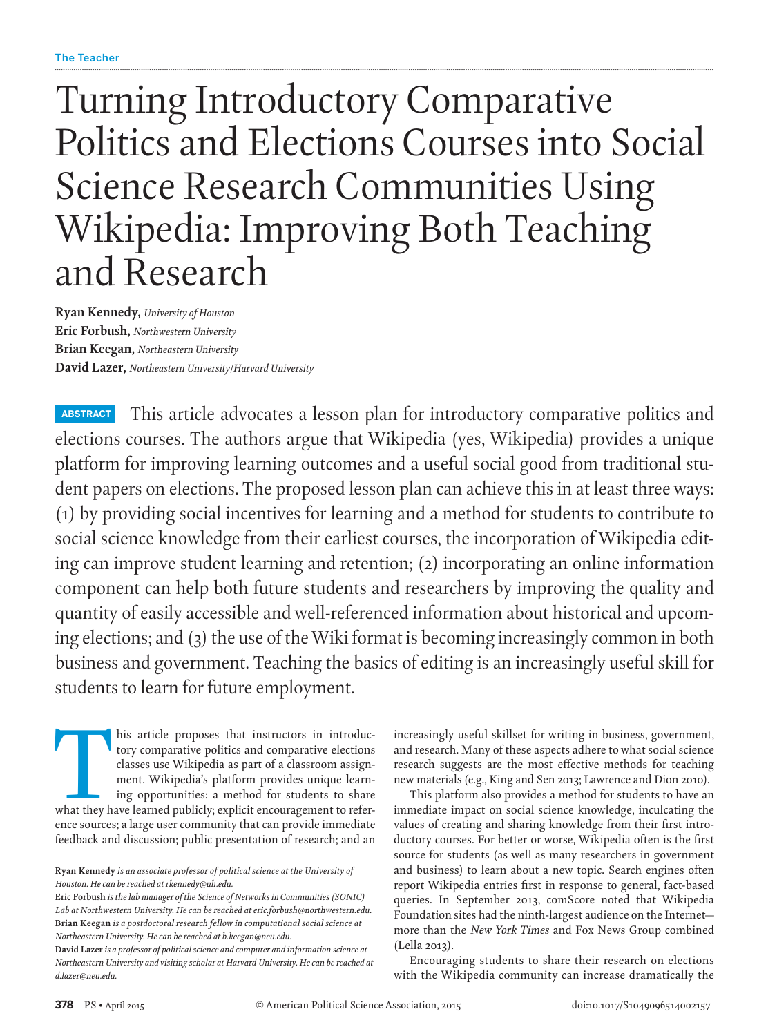The Teacher

# Turning Introductory Comparative Politics and Elections Courses into Social Science Research Communities Using Wikipedia: Improving Both Teaching and Research

**Ryan Kennedy,** *University of Houston*
**Eric Forbush,** *Northwestern University*
**Brian Keegan,** *Northeastern University*
**David Lazer,** *Northeastern University/Harvard University*

**ABSTRACT** This article advocates a lesson plan for introductory comparative politics and elections courses. The authors argue that Wikipedia (yes, Wikipedia) provides a unique platform for improving learning outcomes and a useful social good from traditional student papers on elections. The proposed lesson plan can achieve this in at least three ways: (1) by providing social incentives for learning and a method for students to contribute to social science knowledge from their earliest courses, the incorporation of Wikipedia editing can improve student learning and retention; (2) incorporating an online information component can help both future students and researchers by improving the quality and quantity of easily accessible and well-referenced information about historical and upcoming elections; and (3) the use of the Wiki format is becoming increasingly common in both business and government. Teaching the basics of editing is an increasingly useful skill for students to learn for future employment.

This article proposes that instructors in introductory comparative politics and comparative elections classes use Wikipedia as part of a classroom assignment. Wikipedia's platform provides unique learning opportunities: a method for students to share what they have learned publicly; explicit encouragement to reference sources; a large user community that can provide immediate feedback and discussion; public presentation of research; and an increasingly useful skillset for writing in business, government, and research. Many of these aspects adhere to what social science research suggests are the most effective methods for teaching new materials (e.g., King and Sen 2013; Lawrence and Dion 2010).

This platform also provides a method for students to have an immediate impact on social science knowledge, inculcating the values of creating and sharing knowledge from their first introductory courses. For better or worse, Wikipedia often is the first source for students (as well as many researchers in government and business) to learn about a new topic. Search engines often report Wikipedia entries first in response to general, fact-based queries. In September 2013, comScore noted that Wikipedia Foundation sites had the ninth-largest audience on the Internet—more than the *New York Times* and Fox News Group combined (Lella 2013).

Encouraging students to share their research on elections with the Wikipedia community can increase dramatically the

---

**Ryan Kennedy** *is an associate professor of political science at the University of Houston. He can be reached at rkennedy@uh.edu.*
**Eric Forbush** *is the lab manager of the Science of Networks in Communities (SONIC) Lab at Northwestern University. He can be reached at eric.forbush@northwestern.edu.*
**Brian Keegan** *is a postdoctoral research fellow in computational social science at Northeastern University. He can be reached at b.keegan@neu.edu.*
**David Lazer** *is a professor of political science and computer and information science at Northeastern University and visiting scholar at Harvard University. He can be reached at d.lazer@neu.edu.*

© American Political Science Association, 2015 doi:10.1017/S1049096514002157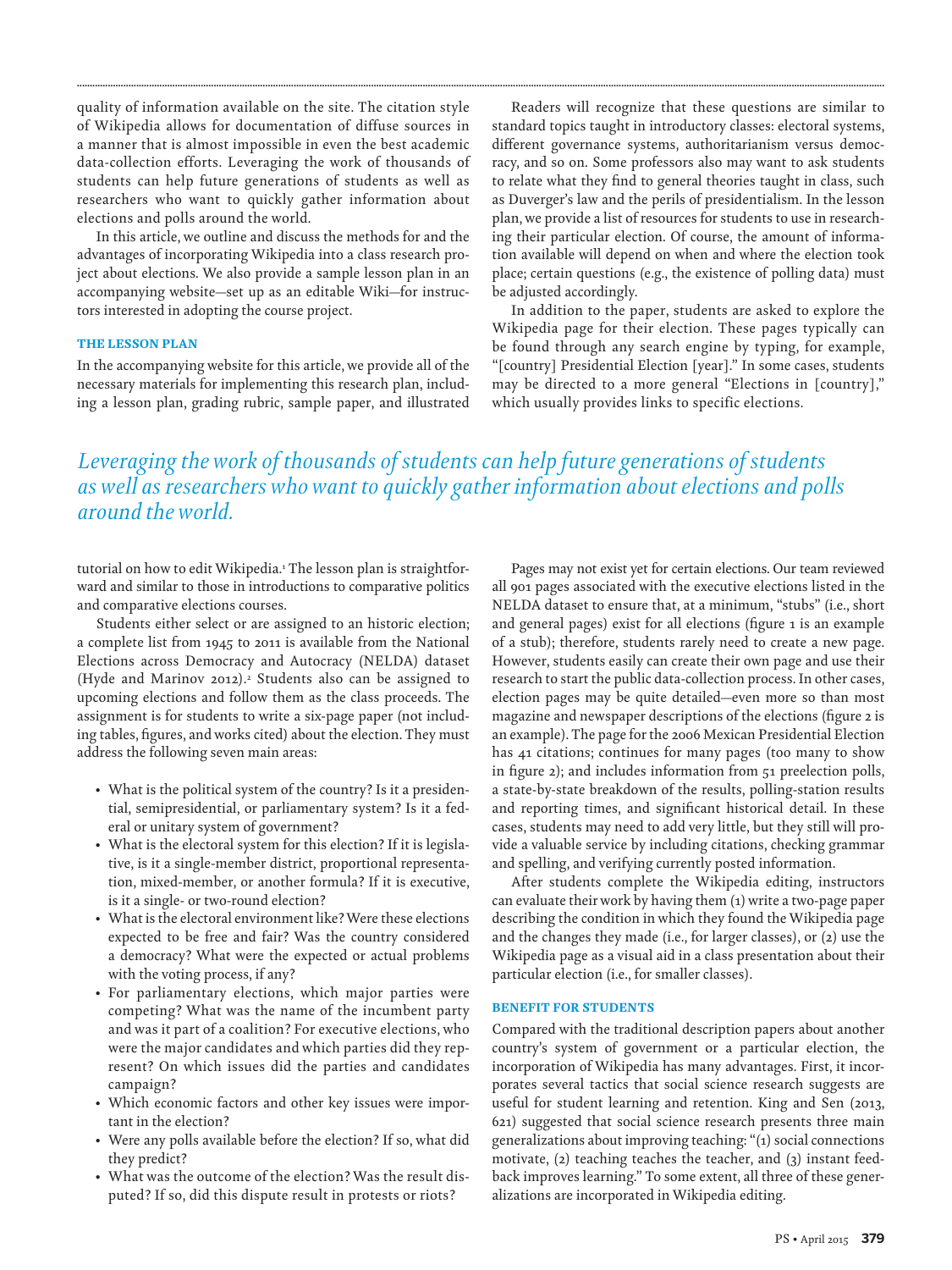quality of information available on the site. The citation style of Wikipedia allows for documentation of diffuse sources in a manner that is almost impossible in even the best academic data-collection efforts. Leveraging the work of thousands of students can help future generations of students as well as researchers who want to quickly gather information about elections and polls around the world.

In this article, we outline and discuss the methods for and the advantages of incorporating Wikipedia into a class research project about elections. We also provide a sample lesson plan in an accompanying website—set up as an editable Wiki—for instructors interested in adopting the course project.

### THE LESSON PLAN

In the accompanying website for this article, we provide all of the necessary materials for implementing this research plan, including a lesson plan, grading rubric, sample paper, and illustrated tutorial on how to edit Wikipedia.[1] The lesson plan is straightforward and similar to those in introductions to comparative politics and comparative elections courses.

Students either select or are assigned to an historic election; a complete list from 1945 to 2011 is available from the National Elections across Democracy and Autocracy (NELDA) dataset (Hyde and Marinov 2012).[2] Students also can be assigned to upcoming elections and follow them as the class proceeds. The assignment is for students to write a six-page paper (not including tables, figures, and works cited) about the election. They must address the following seven main areas:

- What is the political system of the country? Is it a presidential, semipresidential, or parliamentary system? Is it a federal or unitary system of government?
- What is the electoral system for this election? If it is legislative, is it a single-member district, proportional representation, mixed-member, or another formula? If it is executive, is it a single- or two-round election?
- What is the electoral environment like? Were these elections expected to be free and fair? Was the country considered a democracy? What were the expected or actual problems with the voting process, if any?
- For parliamentary elections, which major parties were competing? What was the name of the incumbent party and was it part of a coalition? For executive elections, who were the major candidates and which parties did they represent? On which issues did the parties and candidates campaign?
- Which economic factors and other key issues were important in the election?
- Were any polls available before the election? If so, what did they predict?
- What was the outcome of the election? Was the result disputed? If so, did this dispute result in protests or riots?

Readers will recognize that these questions are similar to standard topics taught in introductory classes: electoral systems, different governance systems, authoritarianism versus democracy, and so on. Some professors also may want to ask students to relate what they find to general theories taught in class, such as Duverger's law and the perils of presidentialism. In the lesson plan, we provide a list of resources for students to use in researching their particular election. Of course, the amount of information available will depend on when and where the election took place; certain questions (e.g., the existence of polling data) must be adjusted accordingly.

In addition to the paper, students are asked to explore the Wikipedia page for their election. These pages typically can be found through any search engine by typing, for example, "[country] Presidential Election [year]." In some cases, students may be directed to a more general "Elections in [country]," which usually provides links to specific elections.

*Leveraging the work of thousands of students can help future generations of students as well as researchers who want to quickly gather information about elections and polls around the world.*

Pages may not exist yet for certain elections. Our team reviewed all 901 pages associated with the executive elections listed in the NELDA dataset to ensure that, at a minimum, "stubs" (i.e., short and general pages) exist for all elections (figure 1 is an example of a stub); therefore, students rarely need to create a new page. However, students easily can create their own page and use their research to start the public data-collection process. In other cases, election pages may be quite detailed—even more so than most magazine and newspaper descriptions of the elections (figure 2 is an example). The page for the 2006 Mexican Presidential Election has 41 citations; continues for many pages (too many to show in figure 2); and includes information from 51 preelection polls, a state-by-state breakdown of the results, polling-station results and reporting times, and significant historical detail. In these cases, students may need to add very little, but they still will provide a valuable service by including citations, checking grammar and spelling, and verifying currently posted information.

After students complete the Wikipedia editing, instructors can evaluate their work by having them (1) write a two-page paper describing the condition in which they found the Wikipedia page and the changes they made (i.e., for larger classes), or (2) use the Wikipedia page as a visual aid in a class presentation about their particular election (i.e., for smaller classes).

### BENEFIT FOR STUDENTS

Compared with the traditional description papers about another country's system of government or a particular election, the incorporation of Wikipedia has many advantages. First, it incorporates several tactics that social science research suggests are useful for student learning and retention. King and Sen (2013, 621) suggested that social science research presents three main generalizations about improving teaching: "(1) social connections motivate, (2) teaching teaches the teacher, and (3) instant feedback improves learning." To some extent, all three of these generalizations are incorporated in Wikipedia editing.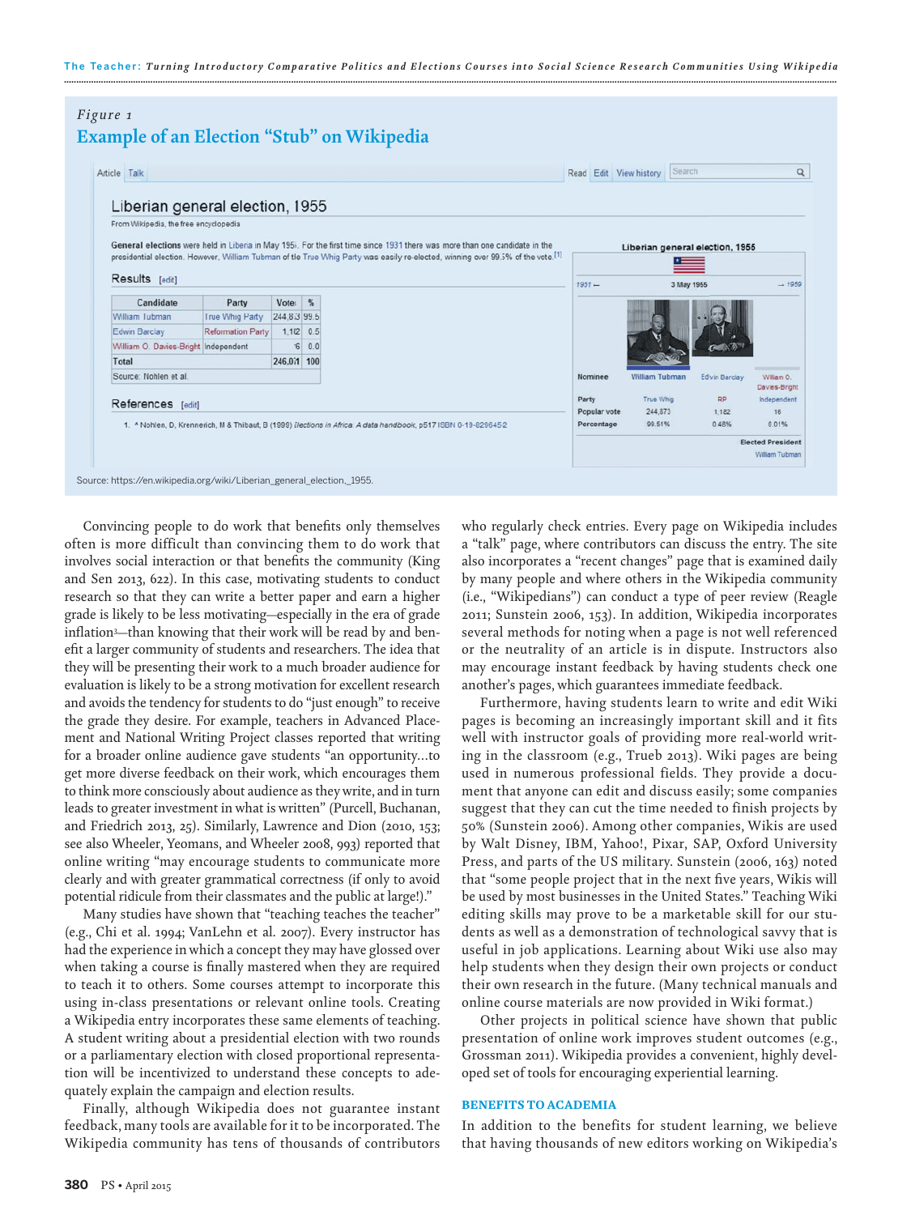*Figure 1*

## Example of an Election "Stub" on Wikipedia

Liberian general election, 1955

From Wikipedia, the free encyclopedia

**General elections** were held in Liberia in May 1955. For the first time since 1931 there was more than one candidate in the presidential election. However, William Tubman of the True Whig Party was easily re-elected, winning over 99.5% of the vote.[1]

**Results** [edit]

| Candidate | Party | Votes | % |
|---|---|---|---|
| William Tubman | True Whig Party | 244,873 | 99.5 |
| Edwin Barclay | Reformation Party | 1,182 | 0.5 |
| William O. Davies-Bright | Independent | 16 | 0.0 |
| Total | | 246,071 | 100 |
| Source: Nohlen et al. | | | |

**References** [edit]

1. ^ Nohlen, D, Krennerich, M & Thibaut, B (1999) *Elections in Africa: A data handbook*, p517 ISBN 0-19-829645-2

Liberian general election, 1955

1951 ← 3 May 1955 → 1959

| | | | |
|---|---|---|---|
| Nominee | William Tubman | Edwin Barclay | William O. Davies-Bright |
| Party | True Whig | RP | Independent |
| Popular vote | 244,873 | 1,182 | 16 |
| Percentage | 99.51% | 0.48% | 0.01% |

Elected President

William Tubman

Source: https://en.wikipedia.org/wiki/Liberian_general_election,_1955.

Convincing people to do work that benefits only themselves often is more difficult than convincing them to do work that involves social interaction or that benefits the community (King and Sen 2013, 622). In this case, motivating students to conduct research so that they can write a better paper and earn a higher grade is likely to be less motivating—especially in the era of grade inflation[3]—than knowing that their work will be read by and benefit a larger community of students and researchers. The idea that they will be presenting their work to a much broader audience for evaluation is likely to be a strong motivation for excellent research and avoids the tendency for students to do "just enough" to receive the grade they desire. For example, teachers in Advanced Placement and National Writing Project classes reported that writing for a broader online audience gave students "an opportunity…to get more diverse feedback on their work, which encourages them to think more consciously about audience as they write, and in turn leads to greater investment in what is written" (Purcell, Buchanan, and Friedrich 2013, 25). Similarly, Lawrence and Dion (2010, 153; see also Wheeler, Yeomans, and Wheeler 2008, 993) reported that online writing "may encourage students to communicate more clearly and with greater grammatical correctness (if only to avoid potential ridicule from their classmates and the public at large!)."

Many studies have shown that "teaching teaches the teacher" (e.g., Chi et al. 1994; VanLehn et al. 2007). Every instructor has had the experience in which a concept they may have glossed over when taking a course is finally mastered when they are required to teach it to others. Some courses attempt to incorporate this using in-class presentations or relevant online tools. Creating a Wikipedia entry incorporates these same elements of teaching. A student writing about a presidential election with two rounds or a parliamentary election with closed proportional representation will be incentivized to understand these concepts to adequately explain the campaign and election results.

Finally, although Wikipedia does not guarantee instant feedback, many tools are available for it to be incorporated. The Wikipedia community has tens of thousands of contributors who regularly check entries. Every page on Wikipedia includes a "talk" page, where contributors can discuss the entry. The site also incorporates a "recent changes" page that is examined daily by many people and where others in the Wikipedia community (i.e., "Wikipedians") can conduct a type of peer review (Reagle 2011; Sunstein 2006, 153). In addition, Wikipedia incorporates several methods for noting when a page is not well referenced or the neutrality of an article is in dispute. Instructors also may encourage instant feedback by having students check one another's pages, which guarantees immediate feedback.

Furthermore, having students learn to write and edit Wiki pages is becoming an increasingly important skill and it fits well with instructor goals of providing more real-world writing in the classroom (e.g., Trueb 2013). Wiki pages are being used in numerous professional fields. They provide a document that anyone can edit and discuss easily; some companies suggest that they can cut the time needed to finish projects by 50% (Sunstein 2006). Among other companies, Wikis are used by Walt Disney, IBM, Yahoo!, Pixar, SAP, Oxford University Press, and parts of the US military. Sunstein (2006, 163) noted that "some people project that in the next five years, Wikis will be used by most businesses in the United States." Teaching Wiki editing skills may prove to be a marketable skill for our students as well as a demonstration of technological savvy that is useful in job applications. Learning about Wiki use also may help students when they design their own projects or conduct their own research in the future. (Many technical manuals and online course materials are now provided in Wiki format.)

Other projects in political science have shown that public presentation of online work improves student outcomes (e.g., Grossman 2011). Wikipedia provides a convenient, highly developed set of tools for encouraging experiential learning.

### BENEFITS TO ACADEMIA

In addition to the benefits for student learning, we believe that having thousands of new editors working on Wikipedia's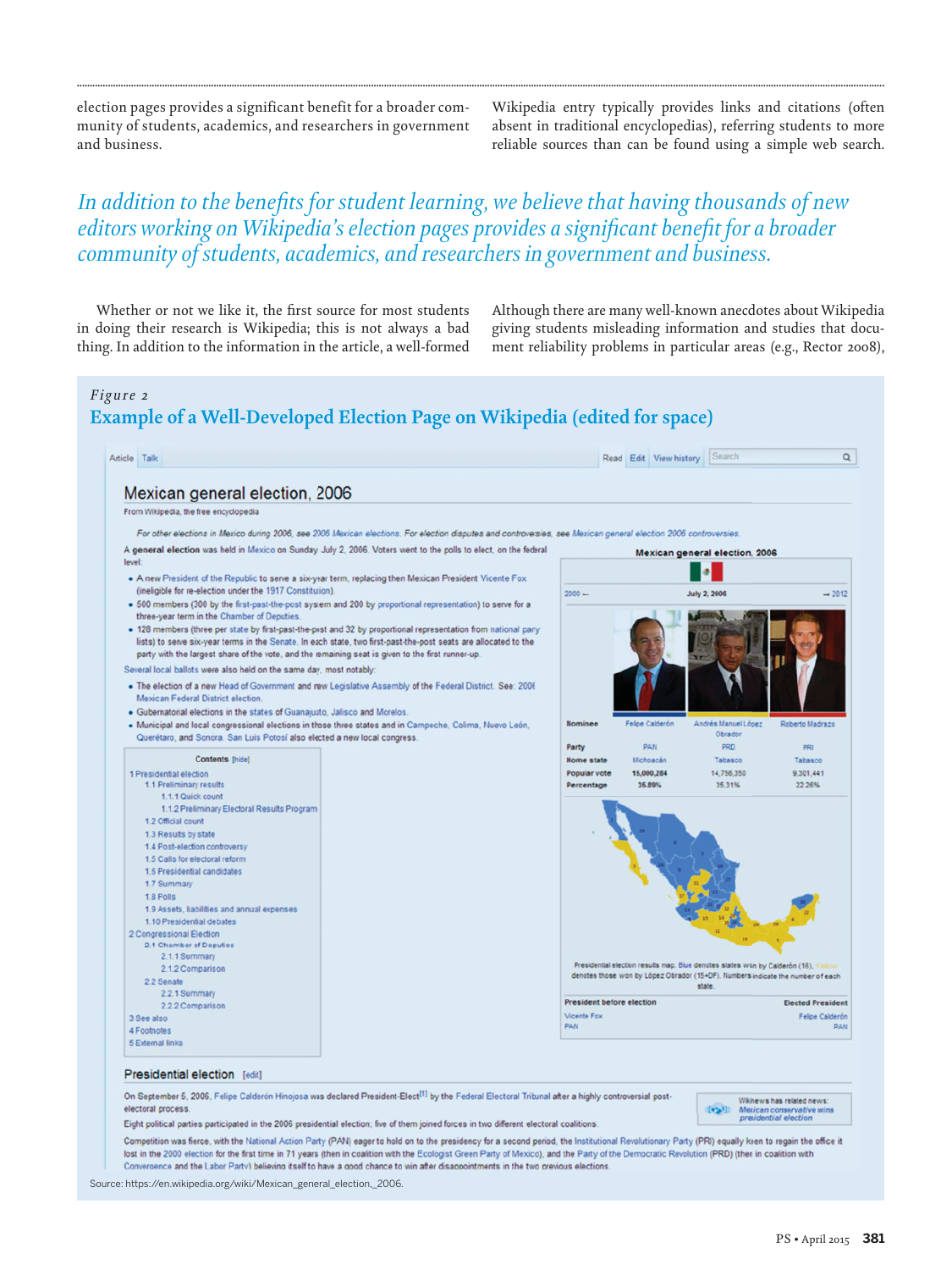election pages provides a significant benefit for a broader community of students, academics, and researchers in government and business.

Wikipedia entry typically provides links and citations (often absent in traditional encyclopedias), referring students to more reliable sources than can be found using a simple web search.

*In addition to the benefits for student learning, we believe that having thousands of new editors working on Wikipedia's election pages provides a significant benefit for a broader community of students, academics, and researchers in government and business.*

Whether or not we like it, the first source for most students in doing their research is Wikipedia; this is not always a bad thing. In addition to the information in the article, a well-formed

Although there are many well-known anecdotes about Wikipedia giving students misleading information and studies that document reliability problems in particular areas (e.g., Rector 2008),

*Figure 2*

## Example of a Well-Developed Election Page on Wikipedia (edited for space)

Source: https://en.wikipedia.org/wiki/Mexican_general_election,_2006.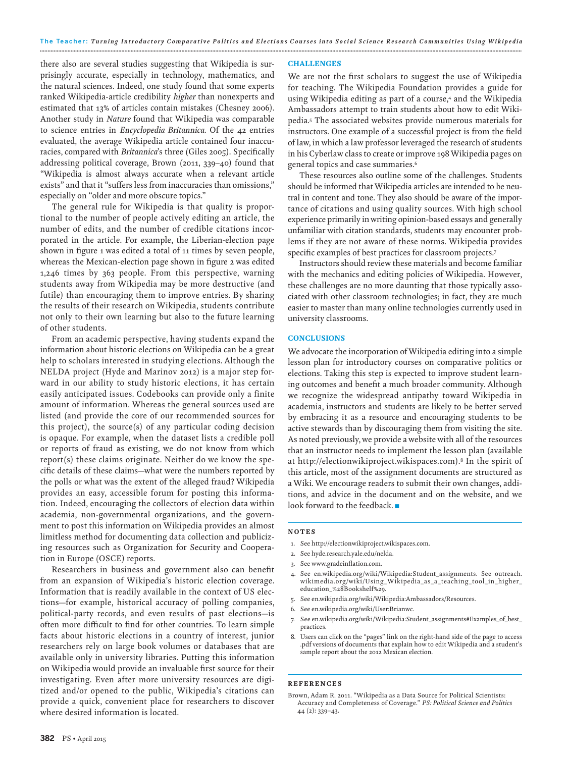there also are several studies suggesting that Wikipedia is surprisingly accurate, especially in technology, mathematics, and the natural sciences. Indeed, one study found that some experts ranked Wikipedia-article credibility *higher* than nonexperts and estimated that 13% of articles contain mistakes (Chesney 2006). Another study in *Nature* found that Wikipedia was comparable to science entries in *Encyclopedia Britannica*. Of the 42 entries evaluated, the average Wikipedia article contained four inaccuracies, compared with *Britannica*'s three (Giles 2005). Specifically addressing political coverage, Brown (2011, 339–40) found that "Wikipedia is almost always accurate when a relevant article exists" and that it "suffers less from inaccuracies than omissions," especially on "older and more obscure topics."

The general rule for Wikipedia is that quality is proportional to the number of people actively editing an article, the number of edits, and the number of credible citations incorporated in the article. For example, the Liberian-election page shown in figure 1 was edited a total of 11 times by seven people, whereas the Mexican-election page shown in figure 2 was edited 1,246 times by 363 people. From this perspective, warning students away from Wikipedia may be more destructive (and futile) than encouraging them to improve entries. By sharing the results of their research on Wikipedia, students contribute not only to their own learning but also to the future learning of other students.

From an academic perspective, having students expand the information about historic elections on Wikipedia can be a great help to scholars interested in studying elections. Although the NELDA project (Hyde and Marinov 2012) is a major step forward in our ability to study historic elections, it has certain easily anticipated issues. Codebooks can provide only a finite amount of information. Whereas the general sources used are listed (and provide the core of our recommended sources for this project), the source(s) of any particular coding decision is opaque. For example, when the dataset lists a credible poll or reports of fraud as existing, we do not know from which report(s) these claims originate. Neither do we know the specific details of these claims—what were the numbers reported by the polls or what was the extent of the alleged fraud? Wikipedia provides an easy, accessible forum for posting this information. Indeed, encouraging the collectors of election data within academia, non-governmental organizations, and the government to post this information on Wikipedia provides an almost limitless method for documenting data collection and publicizing resources such as Organization for Security and Cooperation in Europe (OSCE) reports.

Researchers in business and government also can benefit from an expansion of Wikipedia's historic election coverage. Information that is readily available in the context of US elections—for example, historical accuracy of polling companies, political-party records, and even results of past elections—is often more difficult to find for other countries. To learn simple facts about historic elections in a country of interest, junior researchers rely on large book volumes or databases that are available only in university libraries. Putting this information on Wikipedia would provide an invaluable first source for their investigating. Even after more university resources are digitized and/or opened to the public, Wikipedia's citations can provide a quick, convenient place for researchers to discover where desired information is located.

## CHALLENGES

We are not the first scholars to suggest the use of Wikipedia for teaching. The Wikipedia Foundation provides a guide for using Wikipedia editing as part of a course,[4] and the Wikipedia Ambassadors attempt to train students about how to edit Wikipedia.[5] The associated websites provide numerous materials for instructors. One example of a successful project is from the field of law, in which a law professor leveraged the research of students in his Cyberlaw class to create or improve 198 Wikipedia pages on general topics and case summaries.[6]

These resources also outline some of the challenges. Students should be informed that Wikipedia articles are intended to be neutral in content and tone. They also should be aware of the importance of citations and using quality sources. With high school experience primarily in writing opinion-based essays and generally unfamiliar with citation standards, students may encounter problems if they are not aware of these norms. Wikipedia provides specific examples of best practices for classroom projects.[7]

Instructors should review these materials and become familiar with the mechanics and editing policies of Wikipedia. However, these challenges are no more daunting that those typically associated with other classroom technologies; in fact, they are much easier to master than many online technologies currently used in university classrooms.

## CONCLUSIONS

We advocate the incorporation of Wikipedia editing into a simple lesson plan for introductory courses on comparative politics or elections. Taking this step is expected to improve student learning outcomes and benefit a much broader community. Although we recognize the widespread antipathy toward Wikipedia in academia, instructors and students are likely to be better served by embracing it as a resource and encouraging students to be active stewards than by discouraging them from visiting the site. As noted previously, we provide a website with all of the resources that an instructor needs to implement the lesson plan (available at http://electionwikiproject.wikispaces.com).[8] In the spirit of this article, most of the assignment documents are structured as a Wiki. We encourage readers to submit their own changes, additions, and advice in the document and on the website, and we look forward to the feedback. ■

## NOTES

1. See http://electionwikiproject.wikispaces.com.
2. See hyde.research.yale.edu/nelda.
3. See www.gradeinflation.com.
4. See en.wikipedia.org/wiki/Wikipedia:Student_assignments. See outreach.wikimedia.org/wiki/Using_Wikipedia_as_a_teaching_tool_in_higher_education_%28Bookshelf%29.
5. See en.wikipedia.org/wiki/Wikipedia:Ambassadors/Resources.
6. See en.wikipedia.org/wiki/User:Brianwc.
7. See en.wikipedia.org/wiki/Wikipedia:Student_assignments#Examples_of_best_practices.
8. Users can click on the "pages" link on the right-hand side of the page to access .pdf versions of documents that explain how to edit Wikipedia and a student's sample report about the 2012 Mexican election.

## REFERENCES

Brown, Adam R. 2011. "Wikipedia as a Data Source for Political Scientists: Accuracy and Completeness of Coverage." *PS: Political Science and Politics* 44 (2): 339–43.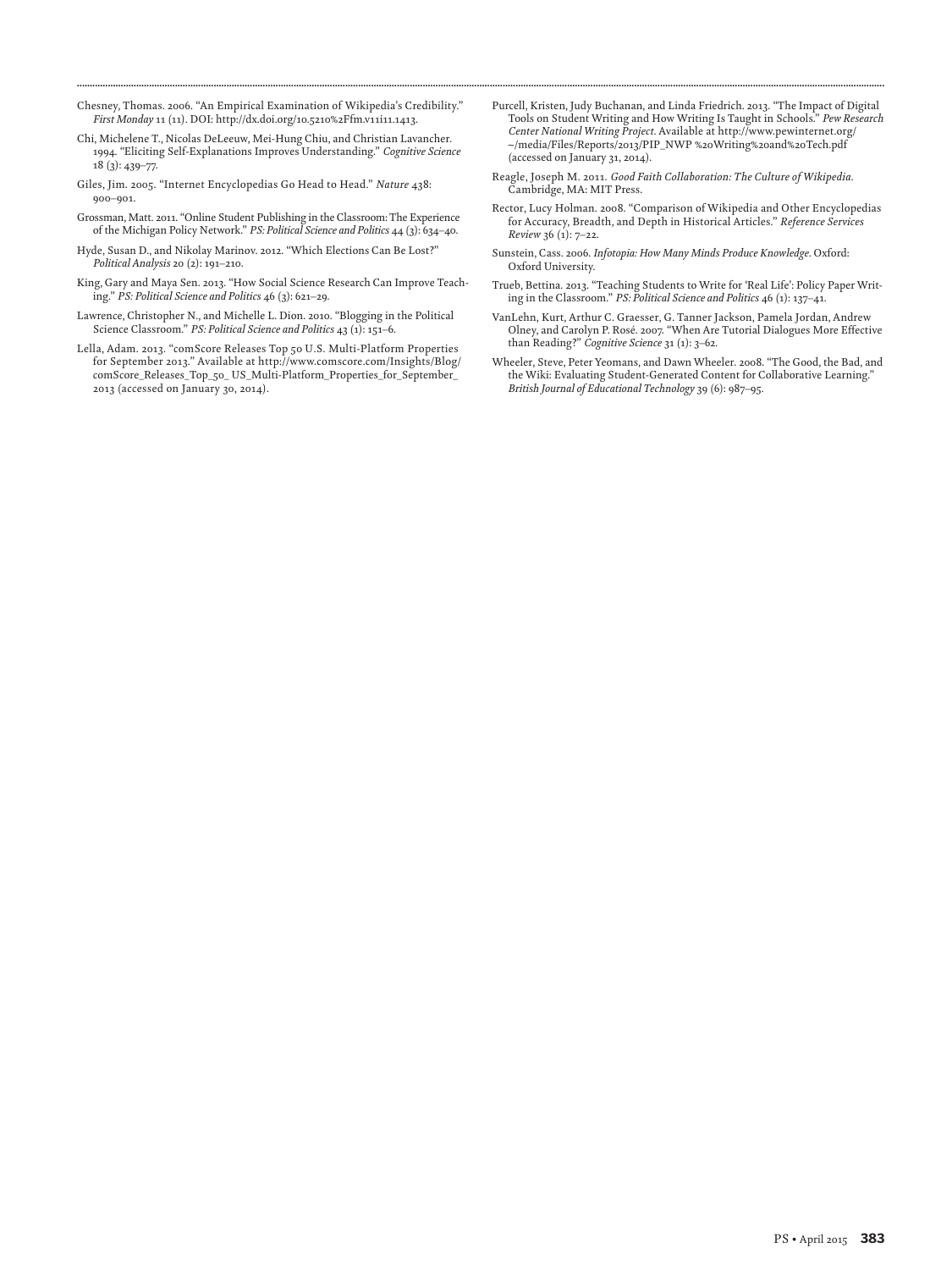Chesney, Thomas. 2006. "An Empirical Examination of Wikipedia's Credibility." *First Monday* 11 (11). DOI: http://dx.doi.org/10.5210%2Ffm.v11i11.1413.

Chi, Michelene T., Nicolas DeLeeuw, Mei-Hung Chiu, and Christian Lavancher. 1994. "Eliciting Self-Explanations Improves Understanding." *Cognitive Science* 18 (3): 439–77.

Giles, Jim. 2005. "Internet Encyclopedias Go Head to Head." *Nature* 438: 900–901.

Grossman, Matt. 2011. "Online Student Publishing in the Classroom: The Experience of the Michigan Policy Network." *PS: Political Science and Politics* 44 (3): 634–40.

Hyde, Susan D., and Nikolay Marinov. 2012. "Which Elections Can Be Lost?" *Political Analysis* 20 (2): 191–210.

King, Gary and Maya Sen. 2013. "How Social Science Research Can Improve Teaching." *PS: Political Science and Politics* 46 (3): 621–29.

Lawrence, Christopher N., and Michelle L. Dion. 2010. "Blogging in the Political Science Classroom." *PS: Political Science and Politics* 43 (1): 151–6.

Lella, Adam. 2013. "comScore Releases Top 50 U.S. Multi-Platform Properties for September 2013." Available at http://www.comscore.com/Insights/Blog/comScore_Releases_Top_50_US_Multi-Platform_Properties_for_September_2013 (accessed on January 30, 2014).

Purcell, Kristen, Judy Buchanan, and Linda Friedrich. 2013. "The Impact of Digital Tools on Student Writing and How Writing Is Taught in Schools." *Pew Research Center National Writing Project*. Available at http://www.pewinternet.org/~/media/Files/Reports/2013/PIP_NWP %20Writing%20and%20Tech.pdf (accessed on January 31, 2014).

Reagle, Joseph M. 2011. *Good Faith Collaboration: The Culture of Wikipedia.* Cambridge, MA: MIT Press.

Rector, Lucy Holman. 2008. "Comparison of Wikipedia and Other Encyclopedias for Accuracy, Breadth, and Depth in Historical Articles." *Reference Services Review* 36 (1): 7–22.

Sunstein, Cass. 2006. *Infotopia: How Many Minds Produce Knowledge.* Oxford: Oxford University.

Trueb, Bettina. 2013. "Teaching Students to Write for 'Real Life': Policy Paper Writing in the Classroom." *PS: Political Science and Politics* 46 (1): 137–41.

VanLehn, Kurt, Arthur C. Graesser, G. Tanner Jackson, Pamela Jordan, Andrew Olney, and Carolyn P. Rosé. 2007. "When Are Tutorial Dialogues More Effective than Reading?" *Cognitive Science* 31 (1): 3–62.

Wheeler, Steve, Peter Yeomans, and Dawn Wheeler. 2008. "The Good, the Bad, and the Wiki: Evaluating Student-Generated Content for Collaborative Learning." *British Journal of Educational Technology* 39 (6): 987–95.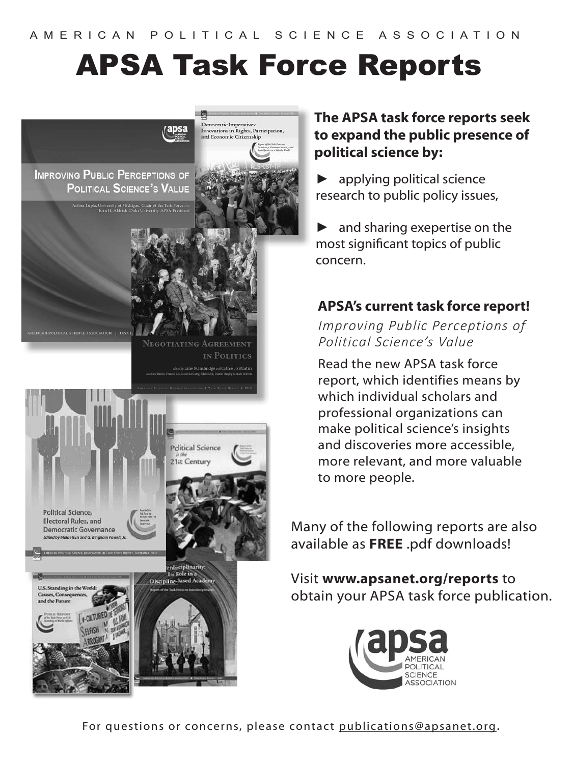AMERICAN POLITICAL SCIENCE ASSOCIATION

# APSA Task Force Reports

**The APSA task force reports seek to expand the public presence of political science by:**

► applying political science research to public policy issues,

► and sharing exepertise on the most significant topics of public concern.

**APSA's current task force report!**

*Improving Public Perceptions of Political Science's Value*

Read the new APSA task force report, which identifies means by which individual scholars and professional organizations can make political science's insights and discoveries more accessible, more relevant, and more valuable to more people.

Many of the following reports are also available as **FREE** .pdf downloads!

Visit **www.apsanet.org/reports** to obtain your APSA task force publication.

For questions or concerns, please contact publications@apsanet.org.